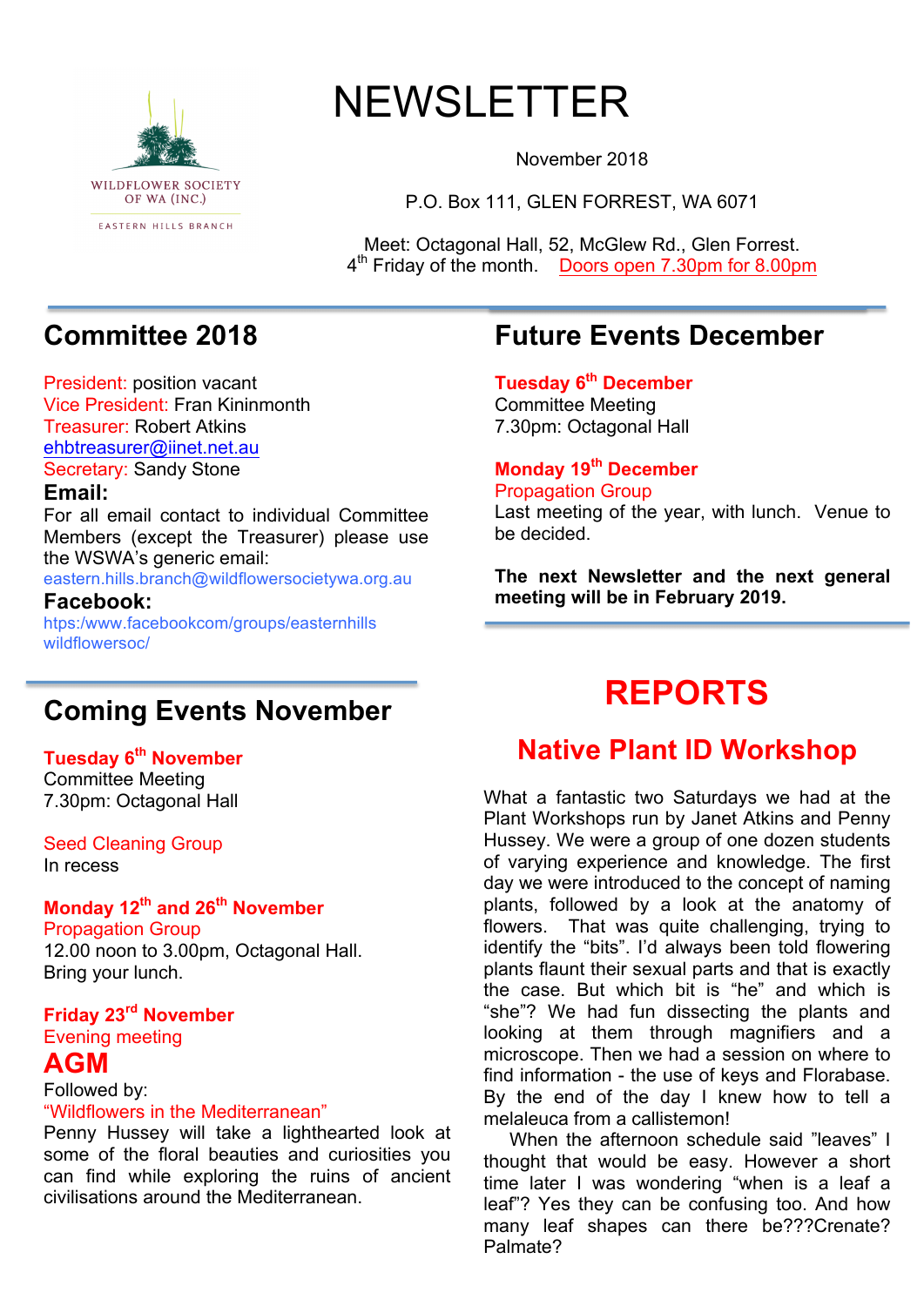WILDFLOWER SOCIETY OF WA (INC.)

EASTERN HILLS BRANCH

# NEWSLETTER

November 2018

P.O. Box 111, GLEN FORREST, WA 6071

Meet: Octagonal Hall, 52, McGlew Rd., Glen Forrest.
4th Friday of the month. Doors open 7.30pm for 8.00pm

## Committee 2018

President: position vacant
Vice President: Fran Kininmonth
Treasurer: Robert Atkins
ehbtreasurer@iinet.net.au
Secretary: Sandy Stone

**Email:**
For all email contact to individual Committee Members (except the Treasurer) please use the WSWA's generic email:
eastern.hills.branch@wildflowersocietywa.org.au

**Facebook:**
htps:/www.facebookcom/groups/easternhills wildflowersoc/

## Coming Events November

**Tuesday 6th November**
Committee Meeting
7.30pm: Octagonal Hall

Seed Cleaning Group
In recess

**Monday 12th and 26th November**
Propagation Group
12.00 noon to 3.00pm, Octagonal Hall.
Bring your lunch.

**Friday 23rd November**
Evening meeting

**AGM**

Followed by:
"Wildflowers in the Mediterranean"
Penny Hussey will take a lighthearted look at some of the floral beauties and curiosities you can find while exploring the ruins of ancient civilisations around the Mediterranean.

## Future Events December

**Tuesday 6th December**
Committee Meeting
7.30pm: Octagonal Hall

**Monday 19th December**
Propagation Group
Last meeting of the year, with lunch. Venue to be decided.

**The next Newsletter and the next general meeting will be in February 2019.**

# REPORTS

## Native Plant ID Workshop

What a fantastic two Saturdays we had at the Plant Workshops run by Janet Atkins and Penny Hussey. We were a group of one dozen students of varying experience and knowledge. The first day we were introduced to the concept of naming plants, followed by a look at the anatomy of flowers. That was quite challenging, trying to identify the "bits". I'd always been told flowering plants flaunt their sexual parts and that is exactly the case. But which bit is "he" and which is "she"? We had fun dissecting the plants and looking at them through magnifiers and a microscope. Then we had a session on where to find information - the use of keys and Florabase. By the end of the day I knew how to tell a melaleuca from a callistemon!

When the afternoon schedule said "leaves" I thought that would be easy. However a short time later I was wondering "when is a leaf a leaf"? Yes they can be confusing too. And how many leaf shapes can there be???Crenate? Palmate?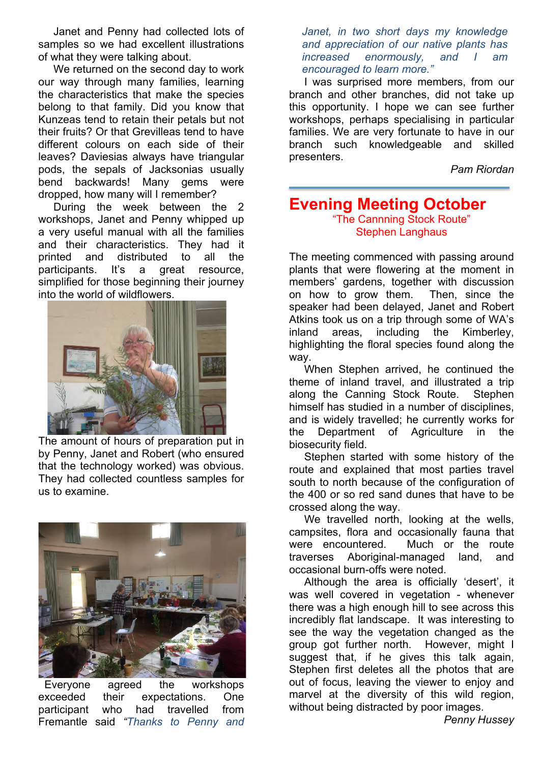Janet and Penny had collected lots of samples so we had excellent illustrations of what they were talking about.

We returned on the second day to work our way through many families, learning the characteristics that make the species belong to that family. Did you know that Kunzeas tend to retain their petals but not their fruits? Or that Grevilleas tend to have different colours on each side of their leaves? Daviesias always have triangular pods, the sepals of Jacksonias usually bend backwards! Many gems were dropped, how many will I remember?

During the week between the 2 workshops, Janet and Penny whipped up a very useful manual with all the families and their characteristics. They had it printed and distributed to all the participants. It's a great resource, simplified for those beginning their journey into the world of wildflowers.

The amount of hours of preparation put in by Penny, Janet and Robert (who ensured that the technology worked) was obvious. They had collected countless samples for us to examine.

Everyone agreed the workshops exceeded their expectations. One participant who had travelled from Fremantle said *"Thanks to Penny and Janet, in two short days my knowledge and appreciation of our native plants has increased enormously, and I am encouraged to learn more."*

I was surprised more members, from our branch and other branches, did not take up this opportunity. I hope we can see further workshops, perhaps specialising in particular families. We are very fortunate to have in our branch such knowledgeable and skilled presenters.

*Pam Riordan*

---

# Evening Meeting October

"The Cannning Stock Route"
Stephen Langhaus

The meeting commenced with passing around plants that were flowering at the moment in members' gardens, together with discussion on how to grow them. Then, since the speaker had been delayed, Janet and Robert Atkins took us on a trip through some of WA's inland areas, including the Kimberley, highlighting the floral species found along the way.

When Stephen arrived, he continued the theme of inland travel, and illustrated a trip along the Canning Stock Route. Stephen himself has studied in a number of disciplines, and is widely travelled; he currently works for the Department of Agriculture in the biosecurity field.

Stephen started with some history of the route and explained that most parties travel south to north because of the configuration of the 400 or so red sand dunes that have to be crossed along the way.

We travelled north, looking at the wells, campsites, flora and occasionally fauna that were encountered. Much or the route traverses Aboriginal-managed land, and occasional burn-offs were noted.

Although the area is officially 'desert', it was well covered in vegetation - whenever there was a high enough hill to see across this incredibly flat landscape. It was interesting to see the way the vegetation changed as the group got further north. However, might I suggest that, if he gives this talk again, Stephen first deletes all the photos that are out of focus, leaving the viewer to enjoy and marvel at the diversity of this wild region, without being distracted by poor images.

*Penny Hussey*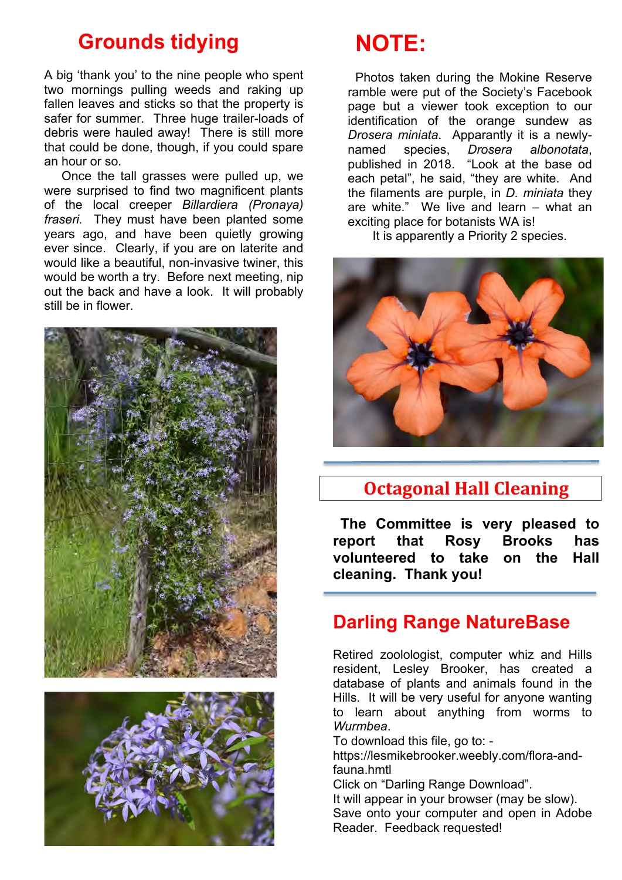## Grounds tidying

A big 'thank you' to the nine people who spent two mornings pulling weeds and raking up fallen leaves and sticks so that the property is safer for summer. Three huge trailer-loads of debris were hauled away! There is still more that could be done, though, if you could spare an hour or so.

Once the tall grasses were pulled up, we were surprised to find two magnificent plants of the local creeper *Billardiera (Pronaya) fraseri.* They must have been planted some years ago, and have been quietly growing ever since. Clearly, if you are on laterite and would like a beautiful, non-invasive twiner, this would be worth a try. Before next meeting, nip out the back and have a look. It will probably still be in flower.

## NOTE:

Photos taken during the Mokine Reserve ramble were put of the Society's Facebook page but a viewer took exception to our identification of the orange sundew as *Drosera miniata*. Apparantly it is a newly-named species, *Drosera albonotata*, published in 2018. "Look at the base od each petal", he said, "they are white. And the filaments are purple, in *D. miniata* they are white." We live and learn – what an exciting place for botanists WA is!

It is apparently a Priority 2 species.

## Octagonal Hall Cleaning

**The Committee is very pleased to report that Rosy Brooks has volunteered to take on the Hall cleaning. Thank you!**

## Darling Range NatureBase

Retired zoolologist, computer whiz and Hills resident, Lesley Brooker, has created a database of plants and animals found in the Hills. It will be very useful for anyone wanting to learn about anything from worms to *Wurmbea*.

To download this file, go to: -
https://lesmikebrooker.weebly.com/flora-and-fauna.hmtl

Click on "Darling Range Download".

It will appear in your browser (may be slow).

Save onto your computer and open in Adobe Reader. Feedback requested!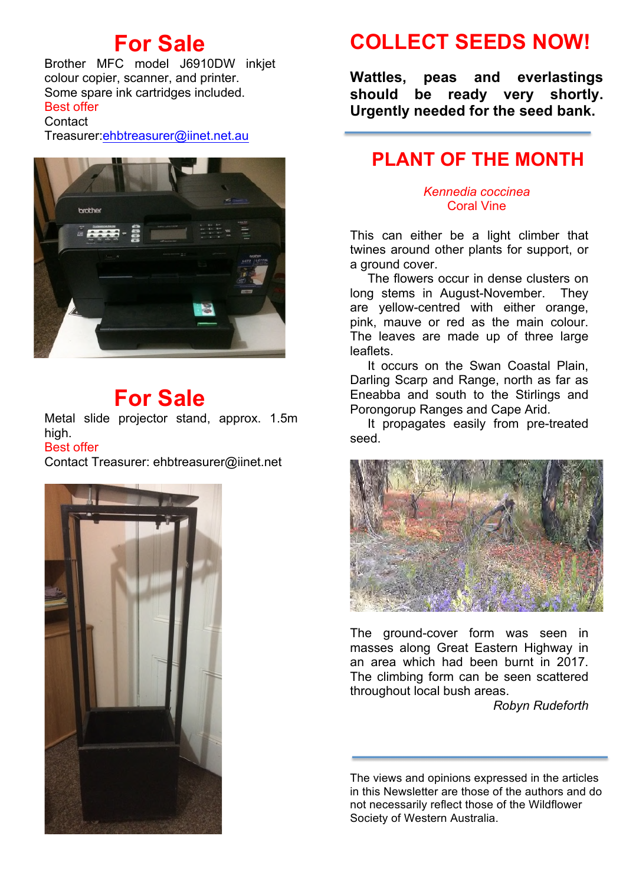# For Sale

Brother MFC model J6910DW inkjet colour copier, scanner, and printer.
Some spare ink cartridges included.
Best offer
Contact
Treasurer:ehbtreasurer@iinet.net.au

# For Sale

Metal slide projector stand, approx. 1.5m high.
Best offer
Contact Treasurer: ehbtreasurer@iinet.net

# COLLECT SEEDS NOW!

**Wattles, peas and everlastings should be ready very shortly. Urgently needed for the seed bank.**

# PLANT OF THE MONTH

*Kennedia coccinea*
Coral Vine

This can either be a light climber that twines around other plants for support, or a ground cover.

The flowers occur in dense clusters on long stems in August-November. They are yellow-centred with either orange, pink, mauve or red as the main colour. The leaves are made up of three large leaflets.

It occurs on the Swan Coastal Plain, Darling Scarp and Range, north as far as Eneabba and south to the Stirlings and Porongorup Ranges and Cape Arid.

It propagates easily from pre-treated seed.

The ground-cover form was seen in masses along Great Eastern Highway in an area which had been burnt in 2017. The climbing form can be seen scattered throughout local bush areas.

*Robyn Rudeforth*

The views and opinions expressed in the articles in this Newsletter are those of the authors and do not necessarily reflect those of the Wildflower Society of Western Australia.